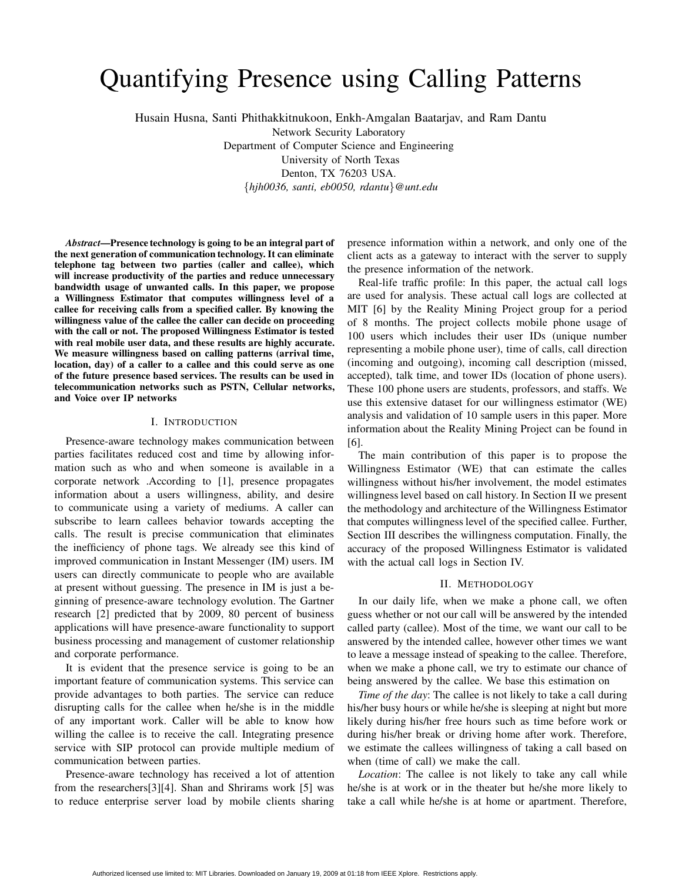# Quantifying Presence using Calling Patterns

Husain Husna, Santi Phithakkitnukoon, Enkh-Amgalan Baatarjav, and Ram Dantu
Network Security Laboratory
Department of Computer Science and Engineering
University of North Texas
Denton, TX 76203 USA.
{*hjh0036, santi, eb0050, rdantu*}*@unt.edu*

***Abstract*—Presence technology is going to be an integral part of the next generation of communication technology. It can eliminate telephone tag between two parties (caller and callee), which will increase productivity of the parties and reduce unnecessary bandwidth usage of unwanted calls. In this paper, we propose a Willingness Estimator that computes willingness level of a callee for receiving calls from a specified caller. By knowing the willingness value of the callee the caller can decide on proceeding with the call or not. The proposed Willingness Estimator is tested with real mobile user data, and these results are highly accurate. We measure willingness based on calling patterns (arrival time, location, day) of a caller to a callee and this could serve as one of the future presence based services. The results can be used in telecommunication networks such as PSTN, Cellular networks, and Voice over IP networks**

## I. Introduction

Presence-aware technology makes communication between parties facilitates reduced cost and time by allowing information such as who and when someone is available in a corporate network .According to [1], presence propagates information about a users willingness, ability, and desire to communicate using a variety of mediums. A caller can subscribe to learn callees behavior towards accepting the calls. The result is precise communication that eliminates the inefficiency of phone tags. We already see this kind of improved communication in Instant Messenger (IM) users. IM users can directly communicate to people who are available at present without guessing. The presence in IM is just a beginning of presence-aware technology evolution. The Gartner research [2] predicted that by 2009, 80 percent of business applications will have presence-aware functionality to support business processing and management of customer relationship and corporate performance.

It is evident that the presence service is going to be an important feature of communication systems. This service can provide advantages to both parties. The service can reduce disrupting calls for the callee when he/she is in the middle of any important work. Caller will be able to know how willing the callee is to receive the call. Integrating presence service with SIP protocol can provide multiple medium of communication between parties.

Presence-aware technology has received a lot of attention from the researchers[3][4]. Shan and Shrirams work [5] was to reduce enterprise server load by mobile clients sharing presence information within a network, and only one of the client acts as a gateway to interact with the server to supply the presence information of the network.

Real-life traffic profile: In this paper, the actual call logs are used for analysis. These actual call logs are collected at MIT [6] by the Reality Mining Project group for a period of 8 months. The project collects mobile phone usage of 100 users which includes their user IDs (unique number representing a mobile phone user), time of calls, call direction (incoming and outgoing), incoming call description (missed, accepted), talk time, and tower IDs (location of phone users). These 100 phone users are students, professors, and staffs. We use this extensive dataset for our willingness estimator (WE) analysis and validation of 10 sample users in this paper. More information about the Reality Mining Project can be found in [6].

The main contribution of this paper is to propose the Willingness Estimator (WE) that can estimate the calles willingness without his/her involvement, the model estimates willingness level based on call history. In Section II we present the methodology and architecture of the Willingness Estimator that computes willingness level of the specified callee. Further, Section III describes the willingness computation. Finally, the accuracy of the proposed Willingness Estimator is validated with the actual call logs in Section IV.

## II. Methodology

In our daily life, when we make a phone call, we often guess whether or not our call will be answered by the intended called party (callee). Most of the time, we want our call to be answered by the intended callee, however other times we want to leave a message instead of speaking to the callee. Therefore, when we make a phone call, we try to estimate our chance of being answered by the callee. We base this estimation on

*Time of the day*: The callee is not likely to take a call during his/her busy hours or while he/she is sleeping at night but more likely during his/her free hours such as time before work or during his/her break or driving home after work. Therefore, we estimate the callees willingness of taking a call based on when (time of call) we make the call.

*Location*: The callee is not likely to take any call while he/she is at work or in the theater but he/she more likely to take a call while he/she is at home or apartment. Therefore,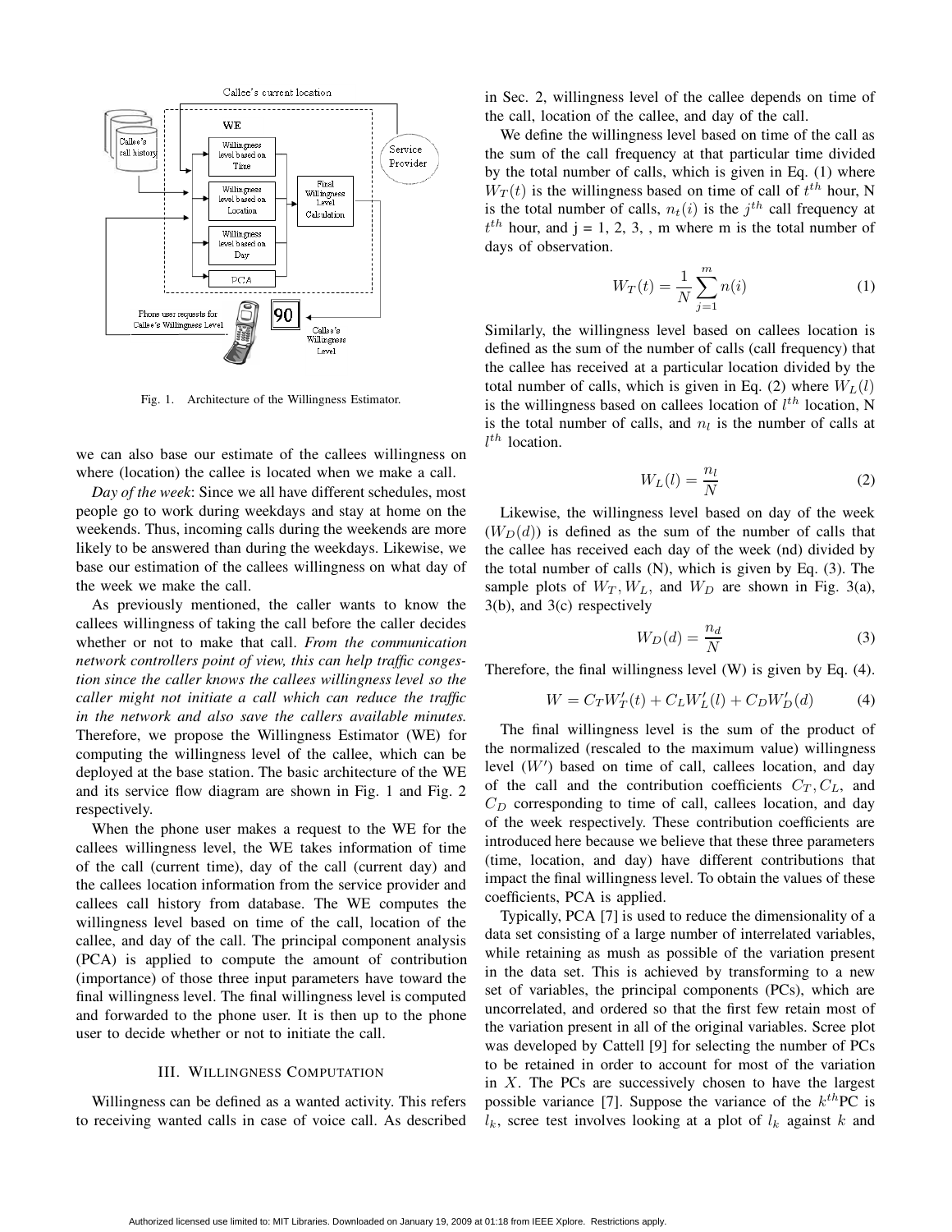Fig. 1. Architecture of the Willingness Estimator.

we can also base our estimate of the callees willingness on where (location) the callee is located when we make a call.

*Day of the week*: Since we all have different schedules, most people go to work during weekdays and stay at home on the weekends. Thus, incoming calls during the weekends are more likely to be answered than during the weekdays. Likewise, we base our estimation of the callees willingness on what day of the week we make the call.

As previously mentioned, the caller wants to know the callees willingness of taking the call before the caller decides whether or not to make that call. *From the communication network controllers point of view, this can help traffic congestion since the caller knows the callees willingness level so the caller might not initiate a call which can reduce the traffic in the network and also save the callers available minutes.* Therefore, we propose the Willingness Estimator (WE) for computing the willingness level of the callee, which can be deployed at the base station. The basic architecture of the WE and its service flow diagram are shown in Fig. 1 and Fig. 2 respectively.

When the phone user makes a request to the WE for the callees willingness level, the WE takes information of time of the call (current time), day of the call (current day) and the callees location information from the service provider and callees call history from database. The WE computes the willingness level based on time of the call, location of the callee, and day of the call. The principal component analysis (PCA) is applied to compute the amount of contribution (importance) of those three input parameters have toward the final willingness level. The final willingness level is computed and forwarded to the phone user. It is then up to the phone user to decide whether or not to initiate the call.

## III. Willingness Computation

Willingness can be defined as a wanted activity. This refers to receiving wanted calls in case of voice call. As described in Sec. 2, willingness level of the callee depends on time of the call, location of the callee, and day of the call.

We define the willingness level based on time of the call as the sum of the call frequency at that particular time divided by the total number of calls, which is given in Eq. (1) where $W_T(t)$ is the willingness based on time of call of $t^{th}$ hour, N is the total number of calls, $n_t(i)$ is the $j^{th}$ call frequency at $t^{th}$ hour, and j = 1, 2, 3, , m where m is the total number of days of observation.

$$W_T(t) = \frac{1}{N}\sum_{j=1}^{m} n(i) \tag{1}$$

Similarly, the willingness level based on callees location is defined as the sum of the number of calls (call frequency) that the callee has received at a particular location divided by the total number of calls, which is given in Eq. (2) where $W_L(l)$ is the willingness based on callees location of $l^{th}$ location, N is the total number of calls, and $n_l$ is the number of calls at $l^{th}$ location.

$$W_L(l) = \frac{n_l}{N} \tag{2}$$

Likewise, the willingness level based on day of the week $(W_D(d))$ is defined as the sum of the number of calls that the callee has received each day of the week (nd) divided by the total number of calls (N), which is given by Eq. (3). The sample plots of $W_T, W_L$, and $W_D$ are shown in Fig. 3(a), 3(b), and 3(c) respectively

$$W_D(d) = \frac{n_d}{N} \tag{3}$$

Therefore, the final willingness level (W) is given by Eq. (4).

$$W = C_T W_T'(t) + C_L W_L'(l) + C_D W_D'(d) \tag{4}$$

The final willingness level is the sum of the product of the normalized (rescaled to the maximum value) willingness level $(W')$ based on time of call, callees location, and day of the call and the contribution coefficients $C_T, C_L$, and $C_D$ corresponding to time of call, callees location, and day of the week respectively. These contribution coefficients are introduced here because we believe that these three parameters (time, location, and day) have different contributions that impact the final willingness level. To obtain the values of these coefficients, PCA is applied.

Typically, PCA [7] is used to reduce the dimensionality of a data set consisting of a large number of interrelated variables, while retaining as mush as possible of the variation present in the data set. This is achieved by transforming to a new set of variables, the principal components (PCs), which are uncorrelated, and ordered so that the first few retain most of the variation present in all of the original variables. Scree plot was developed by Cattell [9] for selecting the number of PCs to be retained in order to account for most of the variation in $X$. The PCs are successively chosen to have the largest possible variance [7]. Suppose the variance of the $k^{th}$PC is $l_k$, scree test involves looking at a plot of $l_k$ against $k$ and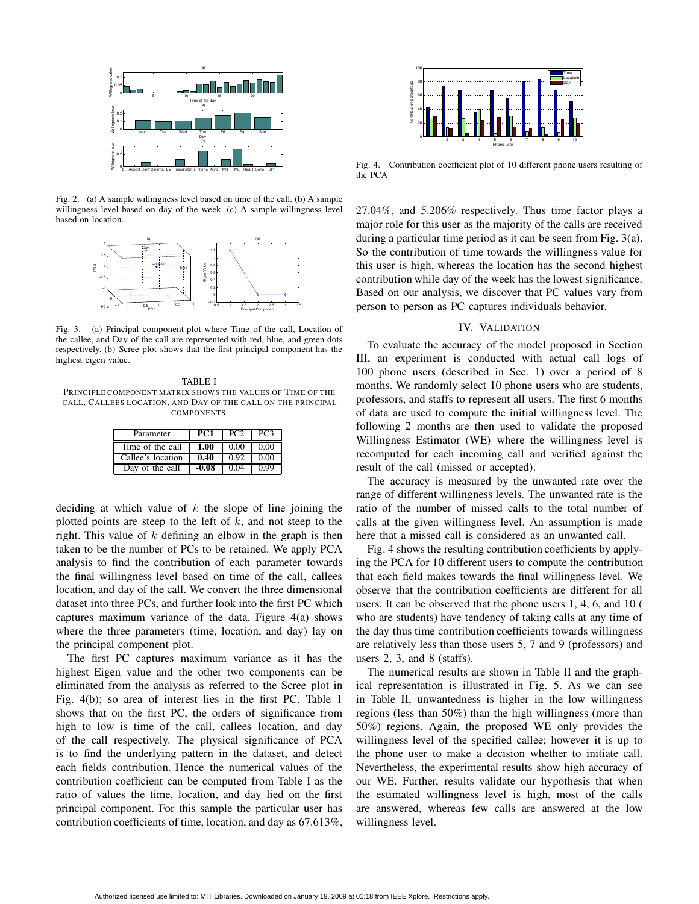Fig. 2. (a) A sample willingness level based on time of the call. (b) A sample willingness level based on day of the week. (c) A sample willingness level based on location.

Fig. 3. (a) Principal component plot where Time of the call, Location of the callee, and Day of the call are represented with red, blue, and green dots respectively. (b) Scree plot shows that the first principal component has the highest eigen value.

TABLE I
PRINCIPLE COMPONENT MATRIX SHOWS THE VALUES OF TIME OF THE CALL, CALLEES LOCATION, AND DAY OF THE CALL ON THE PRINCIPAL COMPONENTS.

| Parameter | **PC1** | PC2 | PC3 |
|---|---|---|---|
| Time of the call | **1.00** | 0.00 | 0.00 |
| Callee's location | **0.40** | 0.92 | 0.00 |
| Day of the call | **-0.08** | 0.04 | 0.99 |

deciding at which value of $k$ the slope of line joining the plotted points are steep to the left of $k$, and not steep to the right. This value of $k$ defining an elbow in the graph is then taken to be the number of PCs to be retained. We apply PCA analysis to find the contribution of each parameter towards the final willingness level based on time of the call, callees location, and day of the call. We convert the three dimensional dataset into three PCs, and further look into the first PC which captures maximum variance of the data. Figure 4(a) shows where the three parameters (time, location, and day) lay on the principal component plot.

The first PC captures maximum variance as it has the highest Eigen value and the other two components can be eliminated from the analysis as referred to the Scree plot in Fig. 4(b); so area of interest lies in the first PC. Table 1 shows that on the first PC, the orders of significance from high to low is time of the call, callees location, and day of the call respectively. The physical significance of PCA is to find the underlying pattern in the dataset, and detect each fields contribution. Hence the numerical values of the contribution coefficient can be computed from Table I as the ratio of values the time, location, and day lied on the first principal component. For this sample the particular user has contribution coefficients of time, location, and day as 67.613%, 27.04%, and 5.206% respectively. Thus time factor plays a major role for this user as the majority of the calls are received during a particular time period as it can be seen from Fig. 3(a). So the contribution of time towards the willingness value for this user is high, whereas the location has the second highest contribution while day of the week has the lowest significance. Based on our analysis, we discover that PC values vary from person to person as PC captures individuals behavior.

Fig. 4. Contribution coefficient plot of 10 different phone users resulting of the PCA

## IV. VALIDATION

To evaluate the accuracy of the model proposed in Section III, an experiment is conducted with actual call logs of 100 phone users (described in Sec. 1) over a period of 8 months. We randomly select 10 phone users who are students, professors, and staffs to represent all users. The first 6 months of data are used to compute the initial willingness level. The following 2 months are then used to validate the proposed Willingness Estimator (WE) where the willingness level is recomputed for each incoming call and verified against the result of the call (missed or accepted).

The accuracy is measured by the unwanted rate over the range of different willingness levels. The unwanted rate is the ratio of the number of missed calls to the total number of calls at the given willingness level. An assumption is made here that a missed call is considered as an unwanted call.

Fig. 4 shows the resulting contribution coefficients by applying the PCA for 10 different users to compute the contribution that each field makes towards the final willingness level. We observe that the contribution coefficients are different for all users. It can be observed that the phone users 1, 4, 6, and 10 ( who are students) have tendency of taking calls at any time of the day thus time contribution coefficients towards willingness are relatively less than those users 5, 7 and 9 (professors) and users 2, 3, and 8 (staffs).

The numerical results are shown in Table II and the graphical representation is illustrated in Fig. 5. As we can see in Table II, unwantedness is higher in the low willingness regions (less than 50%) than the high willingness (more than 50%) regions. Again, the proposed WE only provides the willingness level of the specified callee; however it is up to the phone user to make a decision whether to initiate call. Nevertheless, the experimental results show high accuracy of our WE. Further, results validate our hypothesis that when the estimated willingness level is high, most of the calls are answered, whereas few calls are answered at the low willingness level.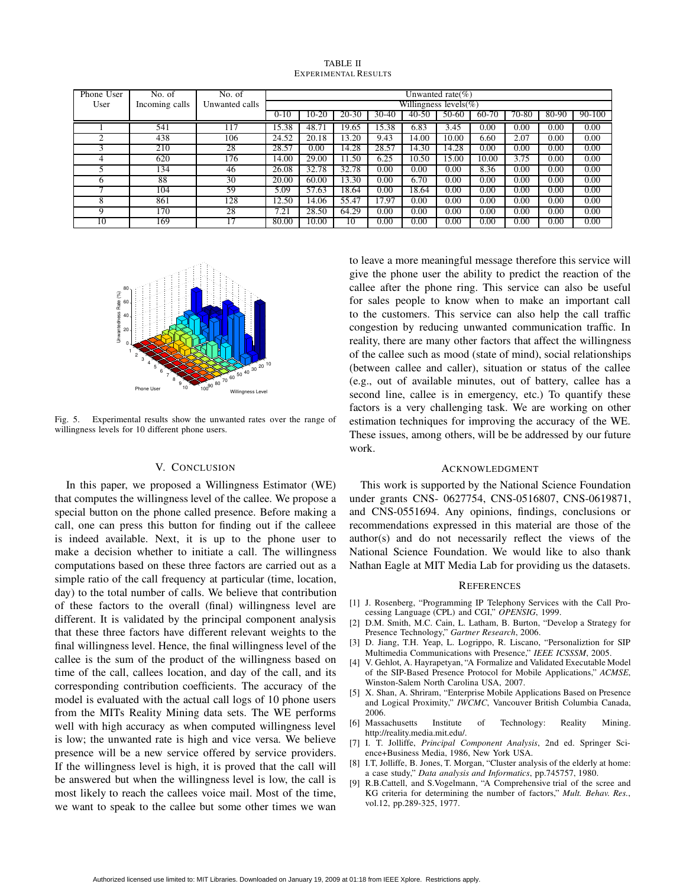TABLE II
EXPERIMENTAL RESULTS

| Phone User | No. of Incoming calls | No. of Unwanted calls | Unwanted rate(%) | | | | | | | | | |
|---|---|---|---|---|---|---|---|---|---|---|---|---|
| | | | Willingness levels(%) | | | | | | | | | |
| | | | 0-10 | 10-20 | 20-30 | 30-40 | 40-50 | 50-60 | 60-70 | 70-80 | 80-90 | 90-100 |
| 1 | 541 | 117 | 15.38 | 48.71 | 19.65 | 15.38 | 6.83 | 3.45 | 0.00 | 0.00 | 0.00 | 0.00 |
| 2 | 438 | 106 | 24.52 | 20.18 | 13.20 | 9.43 | 14.00 | 10.00 | 6.60 | 2.07 | 0.00 | 0.00 |
| 3 | 210 | 28 | 28.57 | 0.00 | 14.28 | 28.57 | 14.30 | 14.28 | 0.00 | 0.00 | 0.00 | 0.00 |
| 4 | 620 | 176 | 14.00 | 29.00 | 11.50 | 6.25 | 10.50 | 15.00 | 10.00 | 3.75 | 0.00 | 0.00 |
| 5 | 134 | 46 | 26.08 | 32.78 | 32.78 | 0.00 | 0.00 | 0.00 | 8.36 | 0.00 | 0.00 | 0.00 |
| 6 | 88 | 30 | 20.00 | 60.00 | 13.30 | 0.00 | 6.70 | 0.00 | 0.00 | 0.00 | 0.00 | 0.00 |
| 7 | 104 | 59 | 5.09 | 57.63 | 18.64 | 0.00 | 18.64 | 0.00 | 0.00 | 0.00 | 0.00 | 0.00 |
| 8 | 861 | 128 | 12.50 | 14.06 | 55.47 | 17.97 | 0.00 | 0.00 | 0.00 | 0.00 | 0.00 | 0.00 |
| 9 | 170 | 28 | 7.21 | 28.50 | 64.29 | 0.00 | 0.00 | 0.00 | 0.00 | 0.00 | 0.00 | 0.00 |
| 10 | 169 | 17 | 80.00 | 10.00 | 10 | 0.00 | 0.00 | 0.00 | 0.00 | 0.00 | 0.00 | 0.00 |

Unwantedness Rate (%)
80
60
40
20
0
Phone User
1 2 3 4 5 6 7 8 9 10
Willingness Level
10 20 30 40 50 60 70 80 90 100

Fig. 5. Experimental results show the unwanted rates over the range of willingness levels for 10 different phone users.

## V. CONCLUSION

In this paper, we proposed a Willingness Estimator (WE) that computes the willingness level of the callee. We propose a special button on the phone called presence. Before making a call, one can press this button for finding out if the calleee is indeed available. Next, it is up to the phone user to make a decision whether to initiate a call. The willingness computations based on these three factors are carried out as a simple ratio of the call frequency at particular (time, location, day) to the total number of calls. We believe that contribution of these factors to the overall (final) willingness level are different. It is validated by the principal component analysis that these three factors have different relevant weights to the final willingness level. Hence, the final willingness level of the callee is the sum of the product of the willingness based on time of the call, callees location, and day of the call, and its corresponding contribution coefficients. The accuracy of the model is evaluated with the actual call logs of 10 phone users from the MITs Reality Mining data sets. The WE performs well with high accuracy as when computed willingness level is low; the unwanted rate is high and vice versa. We believe presence will be a new service offered by service providers. If the willingness level is high, it is proved that the call will be answered but when the willingness level is low, the call is most likely to reach the callees voice mail. Most of the time, we want to speak to the callee but some other times we wan to leave a more meaningful message therefore this service will give the phone user the ability to predict the reaction of the callee after the phone ring. This service can also be useful for sales people to know when to make an important call to the customers. This service can also help the call traffic congestion by reducing unwanted communication traffic. In reality, there are many other factors that affect the willingness of the callee such as mood (state of mind), social relationships (between callee and caller), situation or status of the callee (e.g., out of available minutes, out of battery, callee has a second line, callee is in emergency, etc.) To quantify these factors is a very challenging task. We are working on other estimation techniques for improving the accuracy of the WE. These issues, among others, will be be addressed by our future work.

## ACKNOWLEDGMENT

This work is supported by the National Science Foundation under grants CNS- 0627754, CNS-0516807, CNS-0619871, and CNS-0551694. Any opinions, findings, conclusions or recommendations expressed in this material are those of the author(s) and do not necessarily reflect the views of the National Science Foundation. We would like to also thank Nathan Eagle at MIT Media Lab for providing us the datasets.

## REFERENCES

[1] J. Rosenberg, "Programming IP Telephony Services with the Call Processing Language (CPL) and CGI," *OPENSIG*, 1999.

[2] D.M. Smith, M.C. Cain, L. Latham, B. Burton, "Develop a Strategy for Presence Technology," *Gartner Research*, 2006.

[3] D. Jiang, T.H. Yeap, L. Logrippo, R. Liscano, "Personaliztion for SIP Multimedia Communications with Presence," *IEEE ICSSSM*, 2005.

[4] V. Gehlot, A. Hayrapetyan, "A Formalize and Validated Executable Model of the SIP-Based Presence Protocol for Mobile Applications," *ACMSE*, Winston-Salem North Carolina USA, 2007.

[5] X. Shan, A. Shriram, "Enterprise Mobile Applications Based on Presence and Logical Proximity," *IWCMC*, Vancouver British Columbia Canada, 2006.

[6] Massachusetts Institute of Technology: Reality Mining. http://reality.media.mit.edu/.

[7] I. T. Jolliffe, *Principal Component Analysis*, 2nd ed. Springer Science+Business Media, 1986, New York USA.

[8] I.T, Jolliffe, B. Jones, T. Morgan, "Cluster analysis of the elderly at home: a case study," *Data analysis and Informatics*, pp.745757, 1980.

[9] R.B.Cattell, and S.Vogelmann, "A Comprehensive trial of the scree and KG criteria for determining the number of factors," *Mult. Behav. Res.*, vol.12, pp.289-325, 1977.